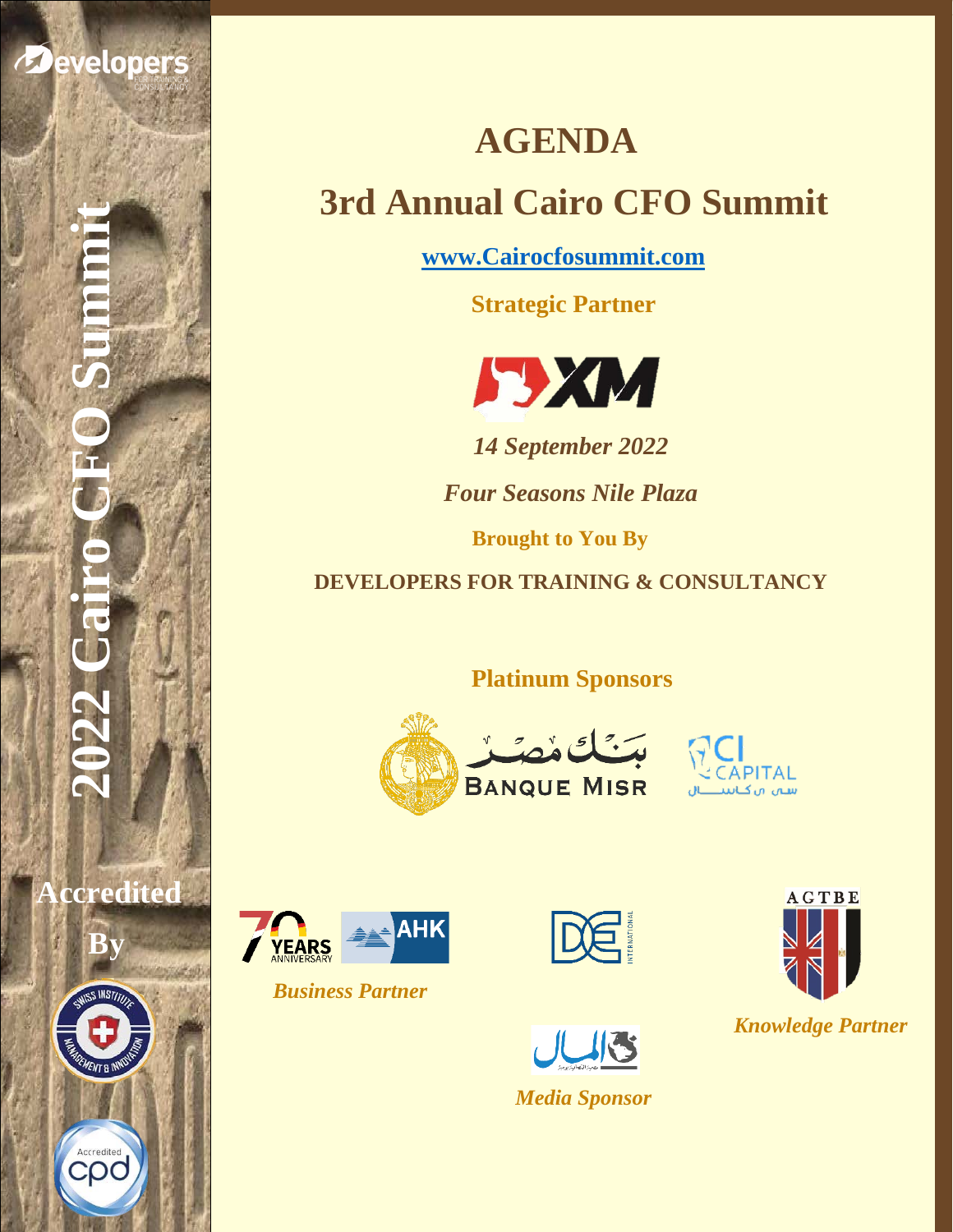2022 Cairo CFO Summit

# AGENDA

# 3rd Annual Cairo CFO Summit

**www.Cairocfosummit.com**

**Strategic Partner**

***14 September 2022***

***Four Seasons Nile Plaza***

**Brought to You By**

**DEVELOPERS FOR TRAINING & CONSULTANCY**

**Platinum Sponsors**

***Business Partner***

***Knowledge Partner***

***Media Sponsor***

**Accredited By**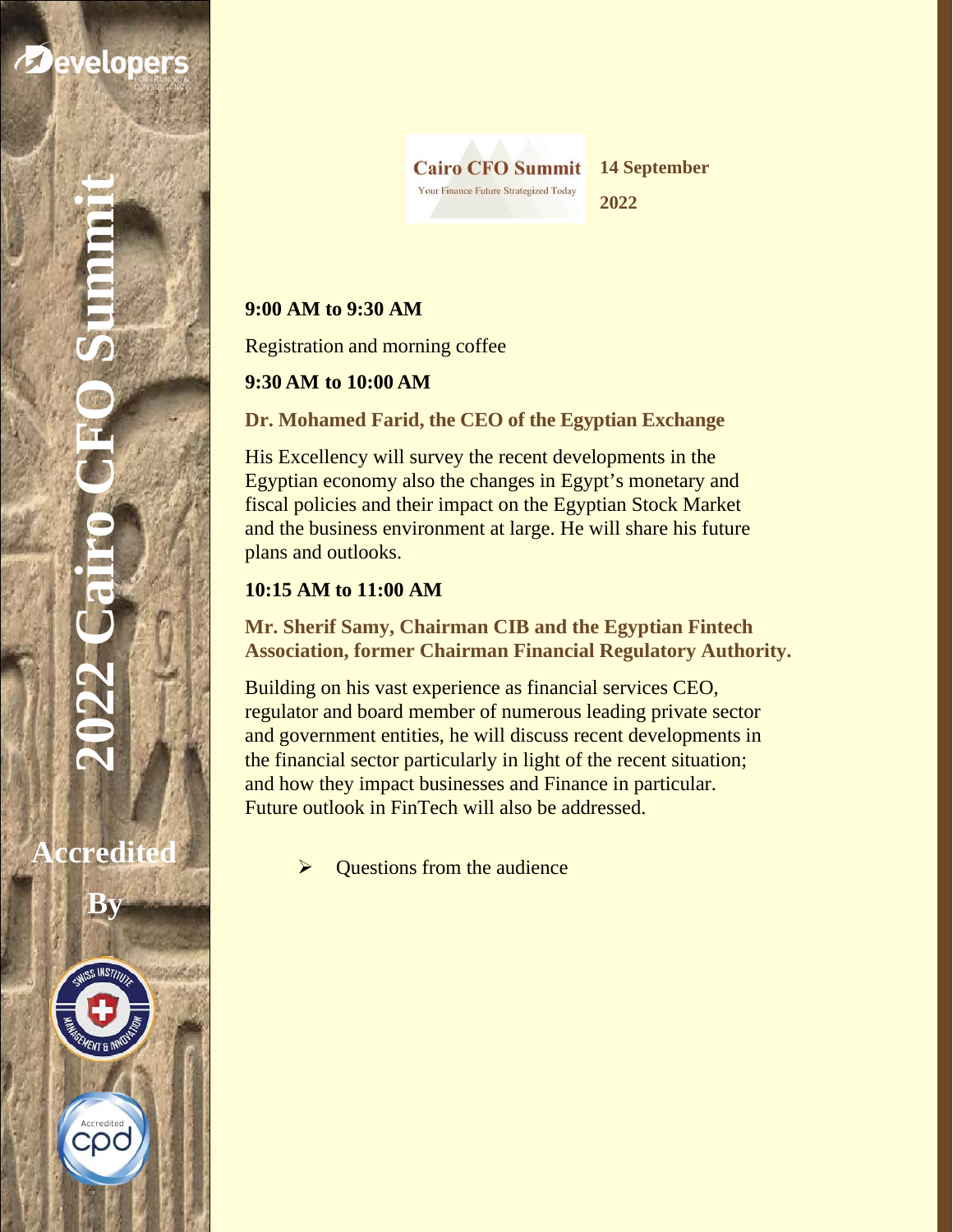**Cairo CFO Summit**
Your Finance Future Strategized Today

**14 September 2022**

**9:00 AM to 9:30 AM**

Registration and morning coffee

**9:30 AM to 10:00 AM**

**Dr. Mohamed Farid, the CEO of the Egyptian Exchange**

His Excellency will survey the recent developments in the Egyptian economy also the changes in Egypt's monetary and fiscal policies and their impact on the Egyptian Stock Market and the business environment at large. He will share his future plans and outlooks.

**10:15 AM to 11:00 AM**

**Mr. Sherif Samy, Chairman CIB and the Egyptian Fintech Association, former Chairman Financial Regulatory Authority.**

Building on his vast experience as financial services CEO, regulator and board member of numerous leading private sector and government entities, he will discuss recent developments in the financial sector particularly in light of the recent situation; and how they impact businesses and Finance in particular. Future outlook in FinTech will also be addressed.

- Questions from the audience

**2022 Cairo CFO Summit**

**Accredited By**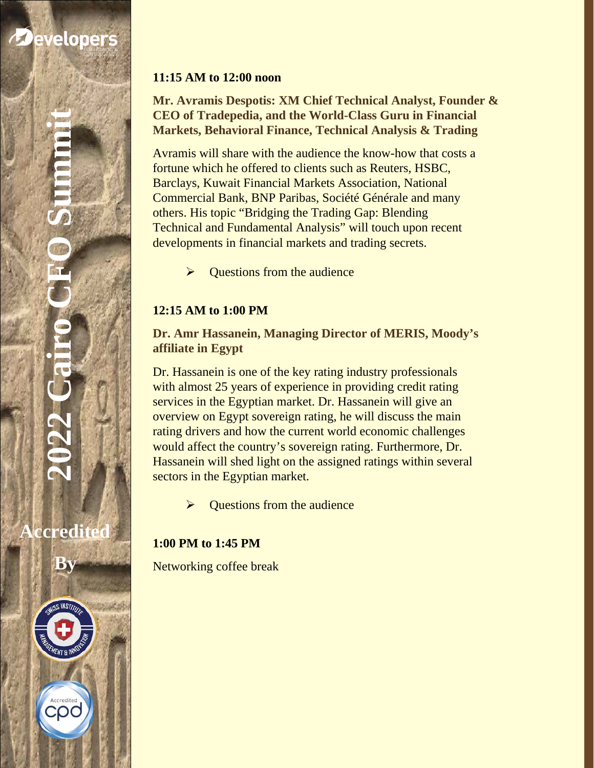**11:15 AM to 12:00 noon**

**Mr. Avramis Despotis: XM Chief Technical Analyst, Founder & CEO of Tradepedia, and the World-Class Guru in Financial Markets, Behavioral Finance, Technical Analysis & Trading**

Avramis will share with the audience the know-how that costs a fortune which he offered to clients such as Reuters, HSBC, Barclays, Kuwait Financial Markets Association, National Commercial Bank, BNP Paribas, Société Générale and many others. His topic "Bridging the Trading Gap: Blending Technical and Fundamental Analysis" will touch upon recent developments in financial markets and trading secrets.

- Questions from the audience

**12:15 AM to 1:00 PM**

**Dr. Amr Hassanein, Managing Director of MERIS, Moody's affiliate in Egypt**

Dr. Hassanein is one of the key rating industry professionals with almost 25 years of experience in providing credit rating services in the Egyptian market. Dr. Hassanein will give an overview on Egypt sovereign rating, he will discuss the main rating drivers and how the current world economic challenges would affect the country's sovereign rating. Furthermore, Dr. Hassanein will shed light on the assigned ratings within several sectors in the Egyptian market.

- Questions from the audience

**1:00 PM to 1:45 PM**

Networking coffee break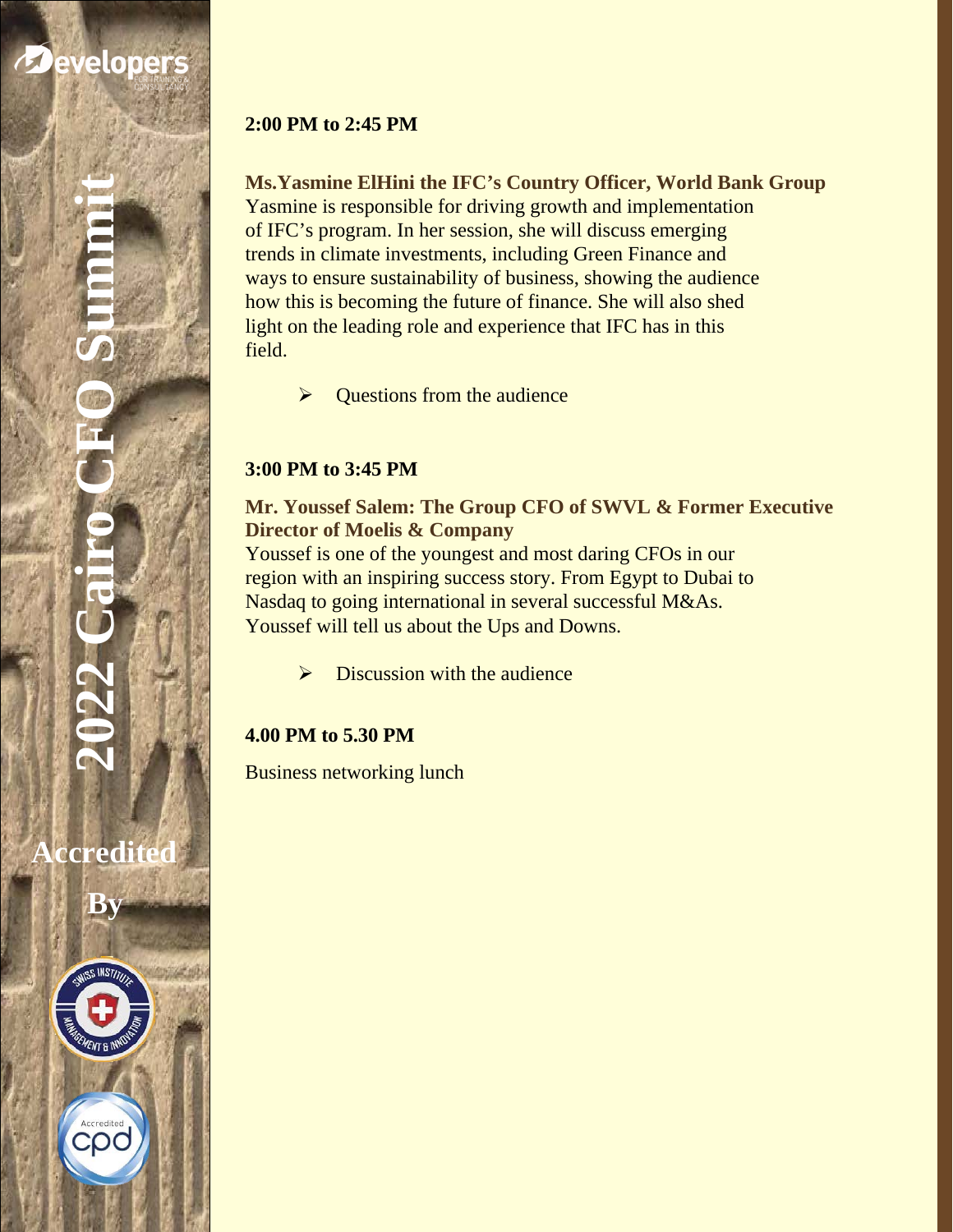**2:00 PM to 2:45 PM**

**Ms.Yasmine ElHini the IFC's Country Officer, World Bank Group**

Yasmine is responsible for driving growth and implementation of IFC's program. In her session, she will discuss emerging trends in climate investments, including Green Finance and ways to ensure sustainability of business, showing the audience how this is becoming the future of finance. She will also shed light on the leading role and experience that IFC has in this field.

- Questions from the audience

**3:00 PM to 3:45 PM**

**Mr. Youssef Salem: The Group CFO of SWVL & Former Executive Director of Moelis & Company**

Youssef is one of the youngest and most daring CFOs in our region with an inspiring success story. From Egypt to Dubai to Nasdaq to going international in several successful M&As. Youssef will tell us about the Ups and Downs.

- Discussion with the audience

**4.00 PM to 5.30 PM**

Business networking lunch